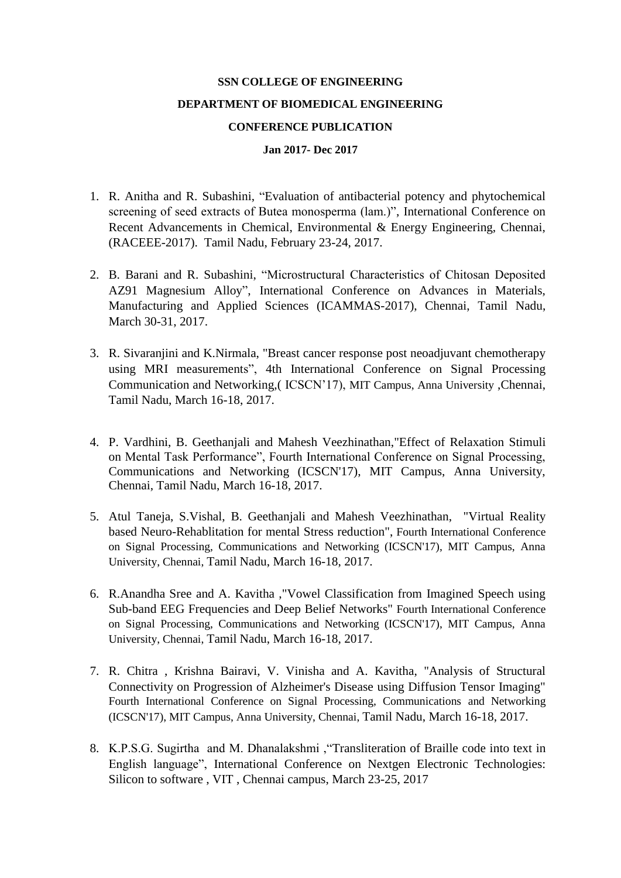**SSN COLLEGE OF ENGINEERING**

**DEPARTMENT OF BIOMEDICAL ENGINEERING**

**CONFERENCE PUBLICATION**

**Jan 2017- Dec 2017**

1. R. Anitha and R. Subashini, "Evaluation of antibacterial potency and phytochemical screening of seed extracts of Butea monosperma (lam.)", International Conference on Recent Advancements in Chemical, Environmental & Energy Engineering, Chennai, (RACEEE-2017). Tamil Nadu, February 23-24, 2017.

2. B. Barani and R. Subashini, "Microstructural Characteristics of Chitosan Deposited AZ91 Magnesium Alloy", International Conference on Advances in Materials, Manufacturing and Applied Sciences (ICAMMAS-2017), Chennai, Tamil Nadu, March 30-31, 2017.

3. R. Sivaranjini and K.Nirmala, "Breast cancer response post neoadjuvant chemotherapy using MRI measurements", 4th International Conference on Signal Processing Communication and Networking,( ICSCN'17), MIT Campus, Anna University ,Chennai, Tamil Nadu, March 16-18, 2017.

4. P. Vardhini, B. Geethanjali and Mahesh Veezhinathan,"Effect of Relaxation Stimuli on Mental Task Performance", Fourth International Conference on Signal Processing, Communications and Networking (ICSCN'17), MIT Campus, Anna University, Chennai, Tamil Nadu, March 16-18, 2017.

5. Atul Taneja, S.Vishal, B. Geethanjali and Mahesh Veezhinathan, "Virtual Reality based Neuro-Rehablitation for mental Stress reduction", Fourth International Conference on Signal Processing, Communications and Networking (ICSCN'17), MIT Campus, Anna University, Chennai, Tamil Nadu, March 16-18, 2017.

6. R.Anandha Sree and A. Kavitha ,"Vowel Classification from Imagined Speech using Sub-band EEG Frequencies and Deep Belief Networks" Fourth International Conference on Signal Processing, Communications and Networking (ICSCN'17), MIT Campus, Anna University, Chennai, Tamil Nadu, March 16-18, 2017.

7. R. Chitra , Krishna Bairavi, V. Vinisha and A. Kavitha, "Analysis of Structural Connectivity on Progression of Alzheimer's Disease using Diffusion Tensor Imaging" Fourth International Conference on Signal Processing, Communications and Networking (ICSCN'17), MIT Campus, Anna University, Chennai, Tamil Nadu, March 16-18, 2017.

8. K.P.S.G. Sugirtha and M. Dhanalakshmi ,"Transliteration of Braille code into text in English language", International Conference on Nextgen Electronic Technologies: Silicon to software , VIT , Chennai campus, March 23-25, 2017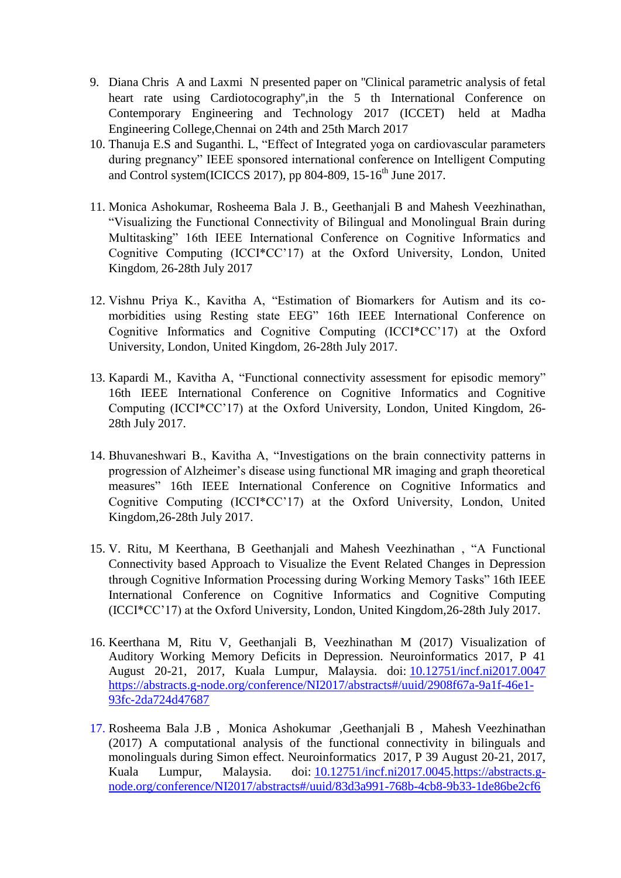9. Diana Chris A and Laxmi N presented paper on "Clinical parametric analysis of fetal heart rate using Cardiotocography",in the 5 th International Conference on Contemporary Engineering and Technology 2017 (ICCET) held at Madha Engineering College,Chennai on 24th and 25th March 2017
10. Thanuja E.S and Suganthi. L, "Effect of Integrated yoga on cardiovascular parameters during pregnancy" IEEE sponsored international conference on Intelligent Computing and Control system(ICICCS 2017), pp 804-809, 15-16th June 2017.
11. Monica Ashokumar, Rosheema Bala J. B., Geethanjali B and Mahesh Veezhinathan, "Visualizing the Functional Connectivity of Bilingual and Monolingual Brain during Multitasking" 16th IEEE International Conference on Cognitive Informatics and Cognitive Computing (ICCI*CC'17) at the Oxford University, London, United Kingdom, 26-28th July 2017
12. Vishnu Priya K., Kavitha A, "Estimation of Biomarkers for Autism and its co-morbidities using Resting state EEG" 16th IEEE International Conference on Cognitive Informatics and Cognitive Computing (ICCI*CC'17) at the Oxford University, London, United Kingdom, 26-28th July 2017.
13. Kapardi M., Kavitha A, "Functional connectivity assessment for episodic memory" 16th IEEE International Conference on Cognitive Informatics and Cognitive Computing (ICCI*CC'17) at the Oxford University, London, United Kingdom, 26-28th July 2017.
14. Bhuvaneshwari B., Kavitha A, "Investigations on the brain connectivity patterns in progression of Alzheimer's disease using functional MR imaging and graph theoretical measures" 16th IEEE International Conference on Cognitive Informatics and Cognitive Computing (ICCI*CC'17) at the Oxford University, London, United Kingdom,26-28th July 2017.
15. V. Ritu, M Keerthana, B Geethanjali and Mahesh Veezhinathan , "A Functional Connectivity based Approach to Visualize the Event Related Changes in Depression through Cognitive Information Processing during Working Memory Tasks" 16th IEEE International Conference on Cognitive Informatics and Cognitive Computing (ICCI*CC'17) at the Oxford University, London, United Kingdom,26-28th July 2017.
16. Keerthana M, Ritu V, Geethanjali B, Veezhinathan M (2017) Visualization of Auditory Working Memory Deficits in Depression. Neuroinformatics 2017, P 41 August 20-21, 2017, Kuala Lumpur, Malaysia. doi: 10.12751/incf.ni2017.0047 https://abstracts.g-node.org/conference/NI2017/abstracts#/uuid/2908f67a-9a1f-46e1-93fc-2da724d47687
17. Rosheema Bala J.B , Monica Ashokumar ,Geethanjali B , Mahesh Veezhinathan (2017) A computational analysis of the functional connectivity in bilinguals and monolinguals during Simon effect. Neuroinformatics 2017, P 39 August 20-21, 2017, Kuala Lumpur, Malaysia. doi: 10.12751/incf.ni2017.0045.https://abstracts.g-node.org/conference/NI2017/abstracts#/uuid/83d3a991-768b-4cb8-9b33-1de86be2cf6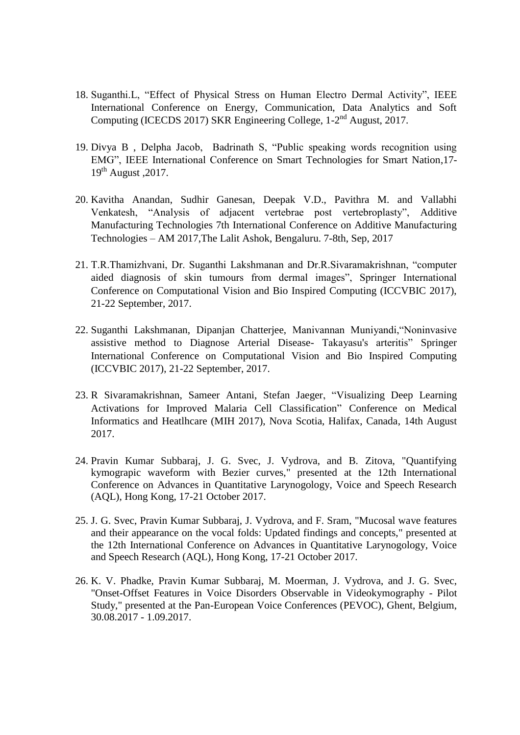18. Suganthi.L, "Effect of Physical Stress on Human Electro Dermal Activity", IEEE International Conference on Energy, Communication, Data Analytics and Soft Computing (ICECDS 2017) SKR Engineering College, 1-2nd August, 2017.

19. Divya B , Delpha Jacob, Badrinath S, "Public speaking words recognition using EMG", IEEE International Conference on Smart Technologies for Smart Nation,17-19th August ,2017.

20. Kavitha Anandan, Sudhir Ganesan, Deepak V.D., Pavithra M. and Vallabhi Venkatesh, "Analysis of adjacent vertebrae post vertebroplasty", Additive Manufacturing Technologies 7th International Conference on Additive Manufacturing Technologies – AM 2017,The Lalit Ashok, Bengaluru. 7-8th, Sep, 2017

21. T.R.Thamizhvani, Dr. Suganthi Lakshmanan and Dr.R.Sivaramakrishnan, "computer aided diagnosis of skin tumours from dermal images", Springer International Conference on Computational Vision and Bio Inspired Computing (ICCVBIC 2017), 21-22 September, 2017.

22. Suganthi Lakshmanan, Dipanjan Chatterjee, Manivannan Muniyandi,"Noninvasive assistive method to Diagnose Arterial Disease- Takayasu's arteritis" Springer International Conference on Computational Vision and Bio Inspired Computing (ICCVBIC 2017), 21-22 September, 2017.

23. R Sivaramakrishnan, Sameer Antani, Stefan Jaeger, "Visualizing Deep Learning Activations for Improved Malaria Cell Classification" Conference on Medical Informatics and Heatlhcare (MIH 2017), Nova Scotia, Halifax, Canada, 14th August 2017.

24. Pravin Kumar Subbaraj, J. G. Svec, J. Vydrova, and B. Zitova, "Quantifying kymograpic waveform with Bezier curves," presented at the 12th International Conference on Advances in Quantitative Larynogology, Voice and Speech Research (AQL), Hong Kong, 17-21 October 2017.

25. J. G. Svec, Pravin Kumar Subbaraj, J. Vydrova, and F. Sram, "Mucosal wave features and their appearance on the vocal folds: Updated findings and concepts," presented at the 12th International Conference on Advances in Quantitative Larynogology, Voice and Speech Research (AQL), Hong Kong, 17-21 October 2017.

26. K. V. Phadke, Pravin Kumar Subbaraj, M. Moerman, J. Vydrova, and J. G. Svec, "Onset-Offset Features in Voice Disorders Observable in Videokymography - Pilot Study," presented at the Pan-European Voice Conferences (PEVOC), Ghent, Belgium, 30.08.2017 - 1.09.2017.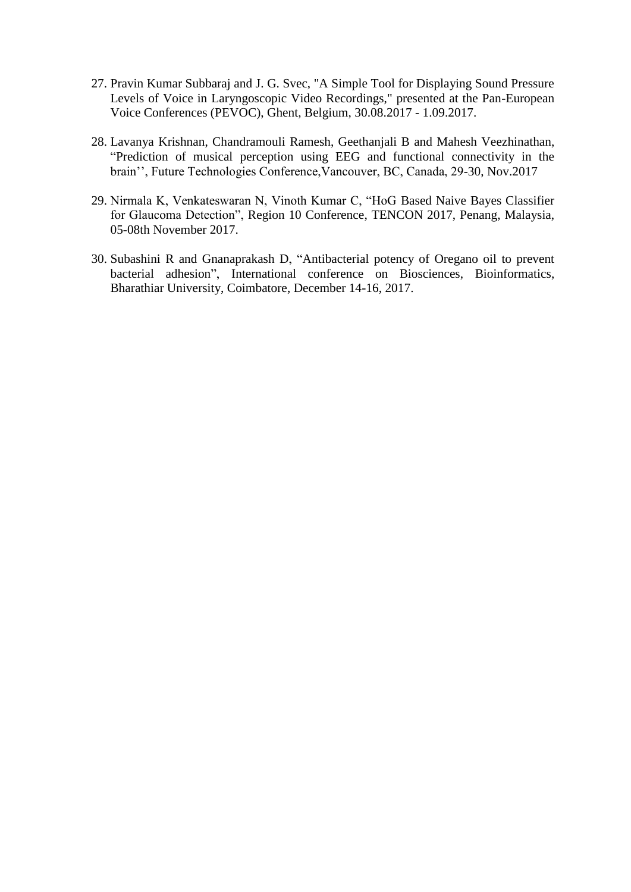27. Pravin Kumar Subbaraj and J. G. Svec, "A Simple Tool for Displaying Sound Pressure Levels of Voice in Laryngoscopic Video Recordings," presented at the Pan-European Voice Conferences (PEVOC), Ghent, Belgium, 30.08.2017 - 1.09.2017.

28. Lavanya Krishnan, Chandramouli Ramesh, Geethanjali B and Mahesh Veezhinathan, "Prediction of musical perception using EEG and functional connectivity in the brain'', Future Technologies Conference,Vancouver, BC, Canada, 29-30, Nov.2017

29. Nirmala K, Venkateswaran N, Vinoth Kumar C, "HoG Based Naive Bayes Classifier for Glaucoma Detection", Region 10 Conference, TENCON 2017, Penang, Malaysia, 05-08th November 2017.

30. Subashini R and Gnanaprakash D, "Antibacterial potency of Oregano oil to prevent bacterial adhesion", International conference on Biosciences, Bioinformatics, Bharathiar University, Coimbatore, December 14-16, 2017.